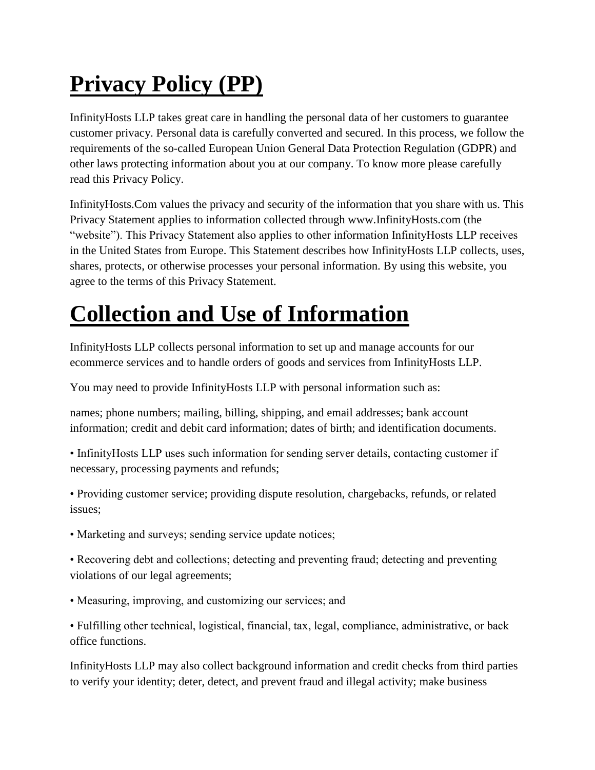# Privacy Policy (PP)

InfinityHosts LLP takes great care in handling the personal data of her customers to guarantee customer privacy. Personal data is carefully converted and secured. In this process, we follow the requirements of the so-called European Union General Data Protection Regulation (GDPR) and other laws protecting information about you at our company. To know more please carefully read this Privacy Policy.

InfinityHosts.Com values the privacy and security of the information that you share with us. This Privacy Statement applies to information collected through www.InfinityHosts.com (the "website"). This Privacy Statement also applies to other information InfinityHosts LLP receives in the United States from Europe. This Statement describes how InfinityHosts LLP collects, uses, shares, protects, or otherwise processes your personal information. By using this website, you agree to the terms of this Privacy Statement.

# Collection and Use of Information

InfinityHosts LLP collects personal information to set up and manage accounts for our ecommerce services and to handle orders of goods and services from InfinityHosts LLP.

You may need to provide InfinityHosts LLP with personal information such as:

names; phone numbers; mailing, billing, shipping, and email addresses; bank account information; credit and debit card information; dates of birth; and identification documents.

• InfinityHosts LLP uses such information for sending server details, contacting customer if necessary, processing payments and refunds;

• Providing customer service; providing dispute resolution, chargebacks, refunds, or related issues;

• Marketing and surveys; sending service update notices;

• Recovering debt and collections; detecting and preventing fraud; detecting and preventing violations of our legal agreements;

• Measuring, improving, and customizing our services; and

• Fulfilling other technical, logistical, financial, tax, legal, compliance, administrative, or back office functions.

InfinityHosts LLP may also collect background information and credit checks from third parties to verify your identity; deter, detect, and prevent fraud and illegal activity; make business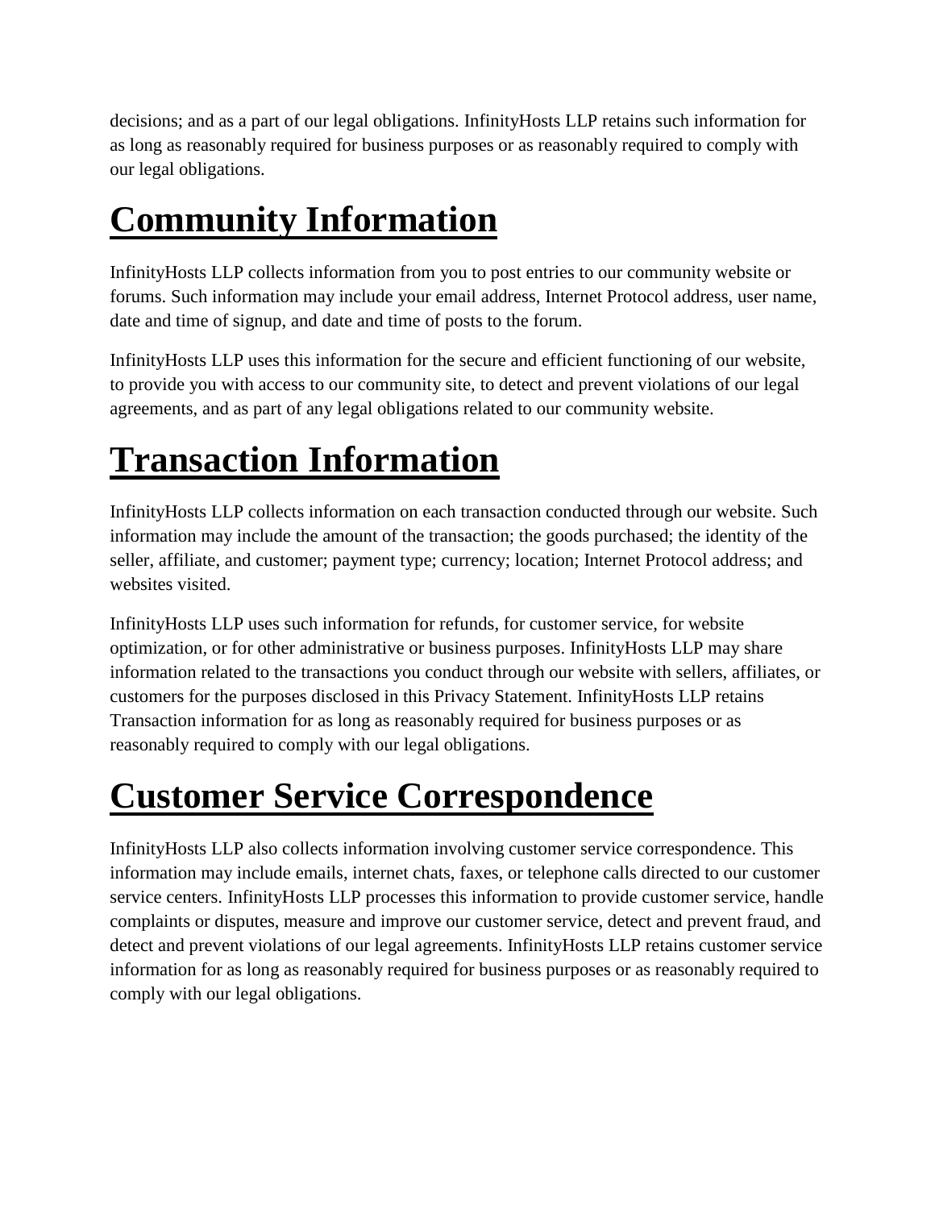decisions; and as a part of our legal obligations. InfinityHosts LLP retains such information for as long as reasonably required for business purposes or as reasonably required to comply with our legal obligations.

# Community Information

InfinityHosts LLP collects information from you to post entries to our community website or forums. Such information may include your email address, Internet Protocol address, user name, date and time of signup, and date and time of posts to the forum.

InfinityHosts LLP uses this information for the secure and efficient functioning of our website, to provide you with access to our community site, to detect and prevent violations of our legal agreements, and as part of any legal obligations related to our community website.

# Transaction Information

InfinityHosts LLP collects information on each transaction conducted through our website. Such information may include the amount of the transaction; the goods purchased; the identity of the seller, affiliate, and customer; payment type; currency; location; Internet Protocol address; and websites visited.

InfinityHosts LLP uses such information for refunds, for customer service, for website optimization, or for other administrative or business purposes. InfinityHosts LLP may share information related to the transactions you conduct through our website with sellers, affiliates, or customers for the purposes disclosed in this Privacy Statement. InfinityHosts LLP retains Transaction information for as long as reasonably required for business purposes or as reasonably required to comply with our legal obligations.

# Customer Service Correspondence

InfinityHosts LLP also collects information involving customer service correspondence. This information may include emails, internet chats, faxes, or telephone calls directed to our customer service centers. InfinityHosts LLP processes this information to provide customer service, handle complaints or disputes, measure and improve our customer service, detect and prevent fraud, and detect and prevent violations of our legal agreements. InfinityHosts LLP retains customer service information for as long as reasonably required for business purposes or as reasonably required to comply with our legal obligations.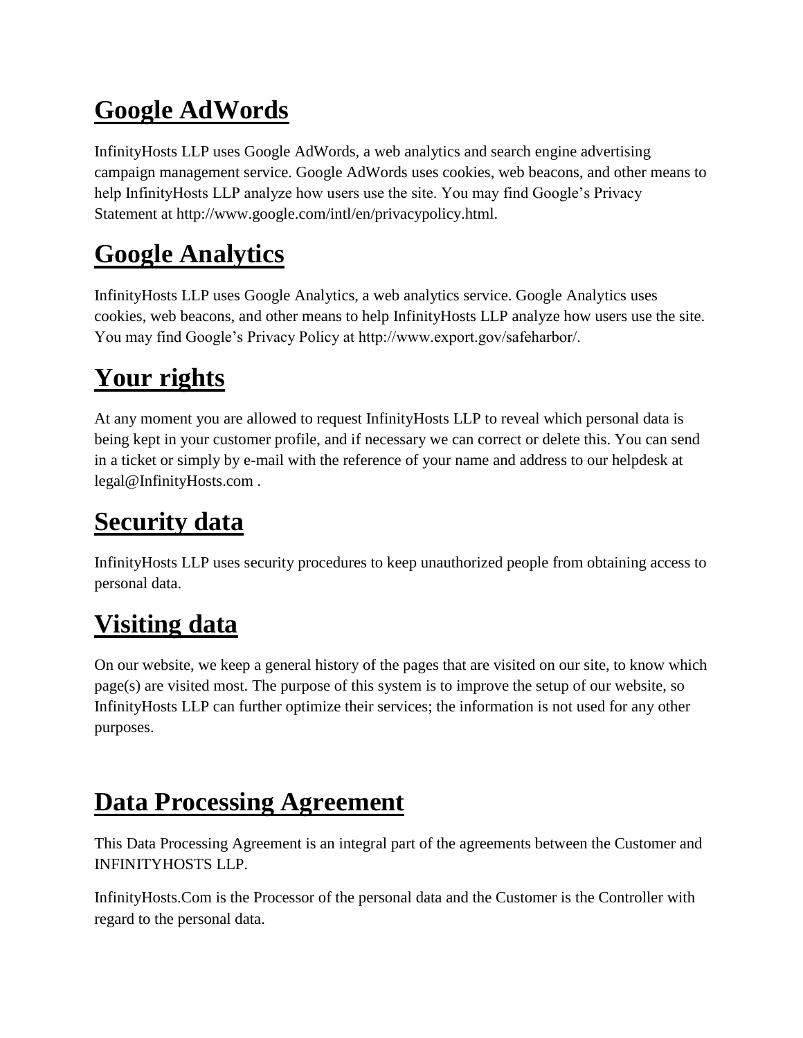## Google AdWords

InfinityHosts LLP uses Google AdWords, a web analytics and search engine advertising campaign management service. Google AdWords uses cookies, web beacons, and other means to help InfinityHosts LLP analyze how users use the site. You may find Google's Privacy Statement at http://www.google.com/intl/en/privacypolicy.html.

## Google Analytics

InfinityHosts LLP uses Google Analytics, a web analytics service. Google Analytics uses cookies, web beacons, and other means to help InfinityHosts LLP analyze how users use the site. You may find Google's Privacy Policy at http://www.export.gov/safeharbor/.

## Your rights

At any moment you are allowed to request InfinityHosts LLP to reveal which personal data is being kept in your customer profile, and if necessary we can correct or delete this. You can send in a ticket or simply by e-mail with the reference of your name and address to our helpdesk at legal@InfinityHosts.com .

## Security data

InfinityHosts LLP uses security procedures to keep unauthorized people from obtaining access to personal data.

## Visiting data

On our website, we keep a general history of the pages that are visited on our site, to know which page(s) are visited most. The purpose of this system is to improve the setup of our website, so InfinityHosts LLP can further optimize their services; the information is not used for any other purposes.

## Data Processing Agreement

This Data Processing Agreement is an integral part of the agreements between the Customer and INFINITYHOSTS LLP.

InfinityHosts.Com is the Processor of the personal data and the Customer is the Controller with regard to the personal data.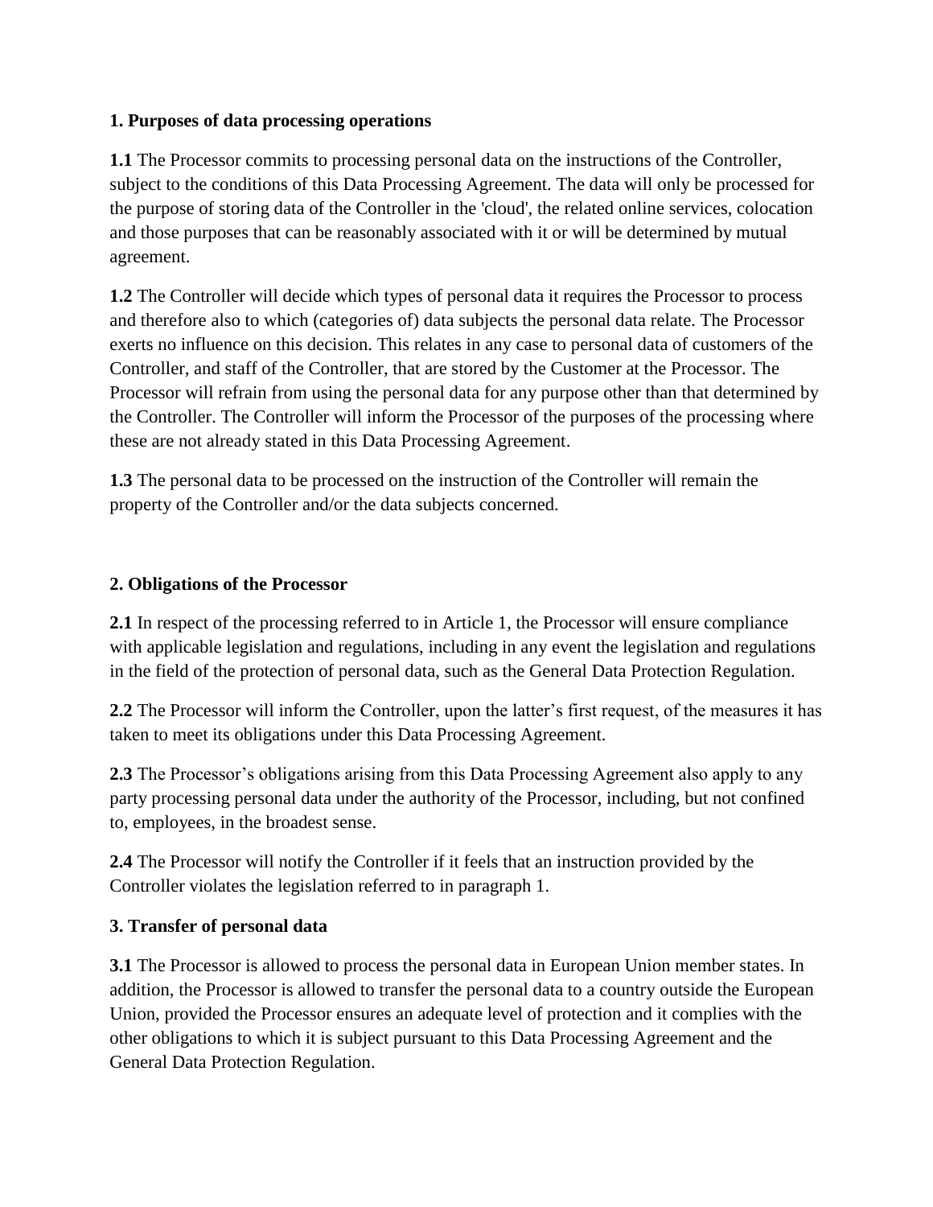**1. Purposes of data processing operations**

**1.1** The Processor commits to processing personal data on the instructions of the Controller, subject to the conditions of this Data Processing Agreement. The data will only be processed for the purpose of storing data of the Controller in the 'cloud', the related online services, colocation and those purposes that can be reasonably associated with it or will be determined by mutual agreement.

**1.2** The Controller will decide which types of personal data it requires the Processor to process and therefore also to which (categories of) data subjects the personal data relate. The Processor exerts no influence on this decision. This relates in any case to personal data of customers of the Controller, and staff of the Controller, that are stored by the Customer at the Processor. The Processor will refrain from using the personal data for any purpose other than that determined by the Controller. The Controller will inform the Processor of the purposes of the processing where these are not already stated in this Data Processing Agreement.

**1.3** The personal data to be processed on the instruction of the Controller will remain the property of the Controller and/or the data subjects concerned.

**2. Obligations of the Processor**

**2.1** In respect of the processing referred to in Article 1, the Processor will ensure compliance with applicable legislation and regulations, including in any event the legislation and regulations in the field of the protection of personal data, such as the General Data Protection Regulation.

**2.2** The Processor will inform the Controller, upon the latter's first request, of the measures it has taken to meet its obligations under this Data Processing Agreement.

**2.3** The Processor's obligations arising from this Data Processing Agreement also apply to any party processing personal data under the authority of the Processor, including, but not confined to, employees, in the broadest sense.

**2.4** The Processor will notify the Controller if it feels that an instruction provided by the Controller violates the legislation referred to in paragraph 1.

**3. Transfer of personal data**

**3.1** The Processor is allowed to process the personal data in European Union member states. In addition, the Processor is allowed to transfer the personal data to a country outside the European Union, provided the Processor ensures an adequate level of protection and it complies with the other obligations to which it is subject pursuant to this Data Processing Agreement and the General Data Protection Regulation.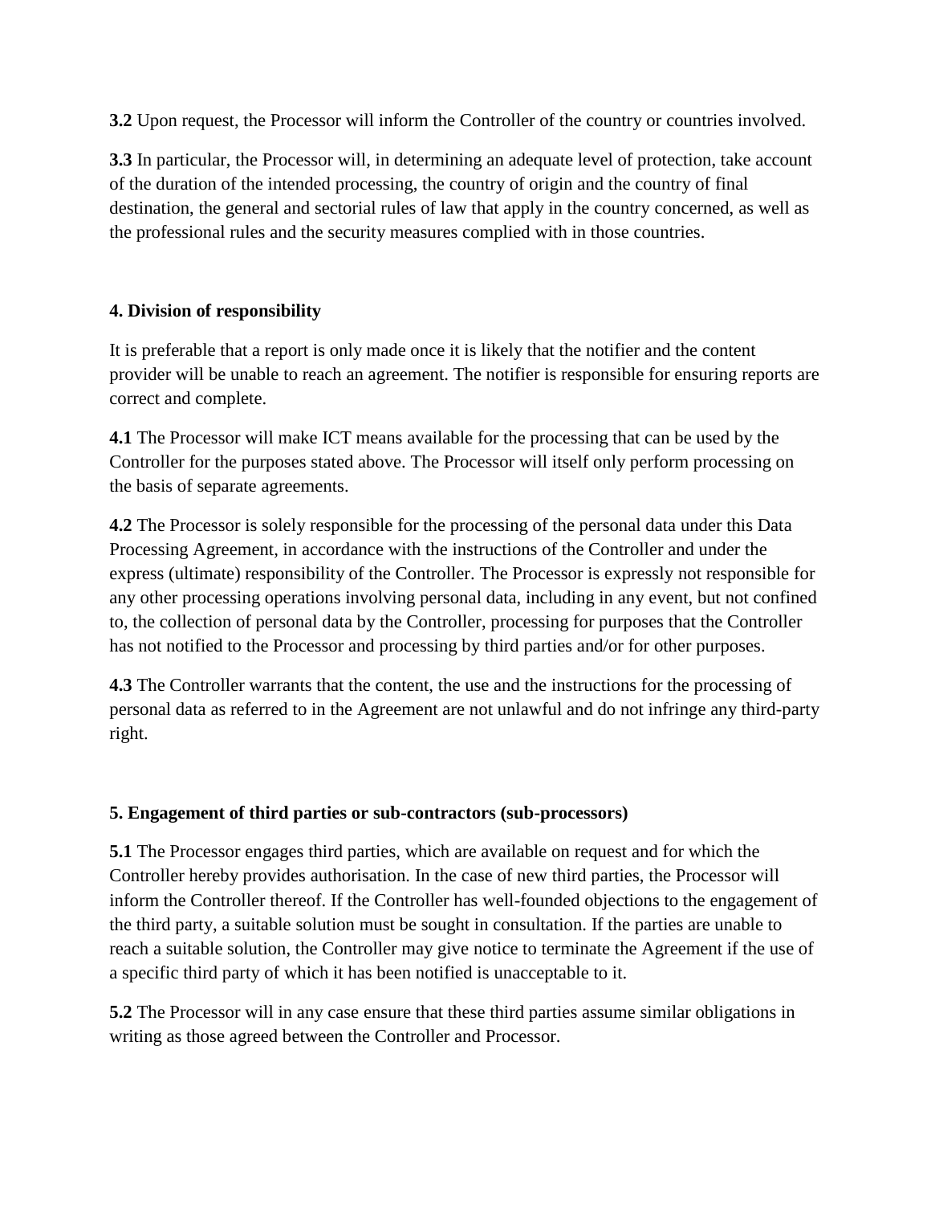**3.2** Upon request, the Processor will inform the Controller of the country or countries involved.

**3.3** In particular, the Processor will, in determining an adequate level of protection, take account of the duration of the intended processing, the country of origin and the country of final destination, the general and sectorial rules of law that apply in the country concerned, as well as the professional rules and the security measures complied with in those countries.

## 4. Division of responsibility

It is preferable that a report is only made once it is likely that the notifier and the content provider will be unable to reach an agreement. The notifier is responsible for ensuring reports are correct and complete.

**4.1** The Processor will make ICT means available for the processing that can be used by the Controller for the purposes stated above. The Processor will itself only perform processing on the basis of separate agreements.

**4.2** The Processor is solely responsible for the processing of the personal data under this Data Processing Agreement, in accordance with the instructions of the Controller and under the express (ultimate) responsibility of the Controller. The Processor is expressly not responsible for any other processing operations involving personal data, including in any event, but not confined to, the collection of personal data by the Controller, processing for purposes that the Controller has not notified to the Processor and processing by third parties and/or for other purposes.

**4.3** The Controller warrants that the content, the use and the instructions for the processing of personal data as referred to in the Agreement are not unlawful and do not infringe any third-party right.

## 5. Engagement of third parties or sub-contractors (sub-processors)

**5.1** The Processor engages third parties, which are available on request and for which the Controller hereby provides authorisation. In the case of new third parties, the Processor will inform the Controller thereof. If the Controller has well-founded objections to the engagement of the third party, a suitable solution must be sought in consultation. If the parties are unable to reach a suitable solution, the Controller may give notice to terminate the Agreement if the use of a specific third party of which it has been notified is unacceptable to it.

**5.2** The Processor will in any case ensure that these third parties assume similar obligations in writing as those agreed between the Controller and Processor.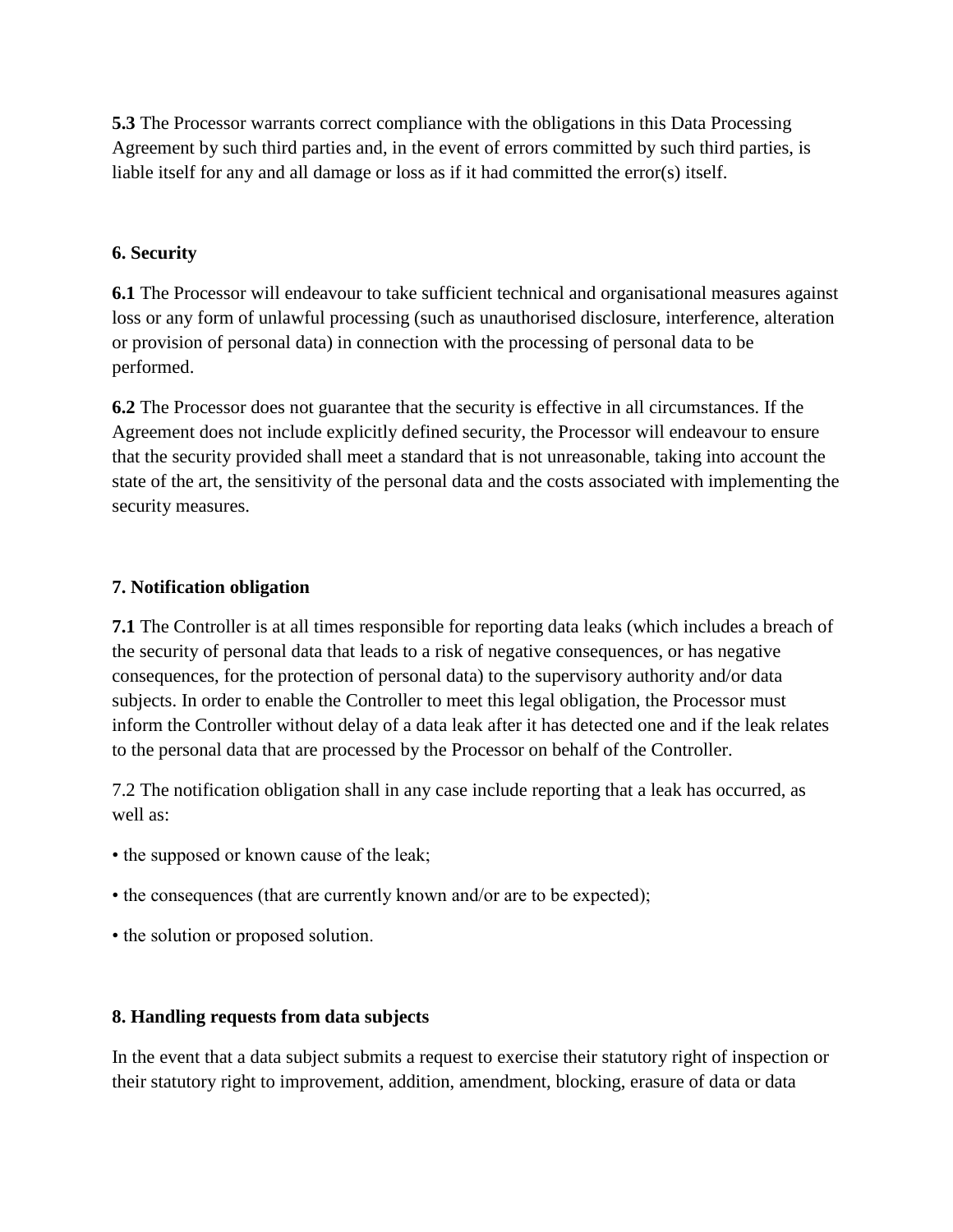**5.3** The Processor warrants correct compliance with the obligations in this Data Processing Agreement by such third parties and, in the event of errors committed by such third parties, is liable itself for any and all damage or loss as if it had committed the error(s) itself.

## 6. Security

**6.1** The Processor will endeavour to take sufficient technical and organisational measures against loss or any form of unlawful processing (such as unauthorised disclosure, interference, alteration or provision of personal data) in connection with the processing of personal data to be performed.

**6.2** The Processor does not guarantee that the security is effective in all circumstances. If the Agreement does not include explicitly defined security, the Processor will endeavour to ensure that the security provided shall meet a standard that is not unreasonable, taking into account the state of the art, the sensitivity of the personal data and the costs associated with implementing the security measures.

## 7. Notification obligation

**7.1** The Controller is at all times responsible for reporting data leaks (which includes a breach of the security of personal data that leads to a risk of negative consequences, or has negative consequences, for the protection of personal data) to the supervisory authority and/or data subjects. In order to enable the Controller to meet this legal obligation, the Processor must inform the Controller without delay of a data leak after it has detected one and if the leak relates to the personal data that are processed by the Processor on behalf of the Controller.

7.2 The notification obligation shall in any case include reporting that a leak has occurred, as well as:

• the supposed or known cause of the leak;

• the consequences (that are currently known and/or are to be expected);

• the solution or proposed solution.

## 8. Handling requests from data subjects

In the event that a data subject submits a request to exercise their statutory right of inspection or their statutory right to improvement, addition, amendment, blocking, erasure of data or data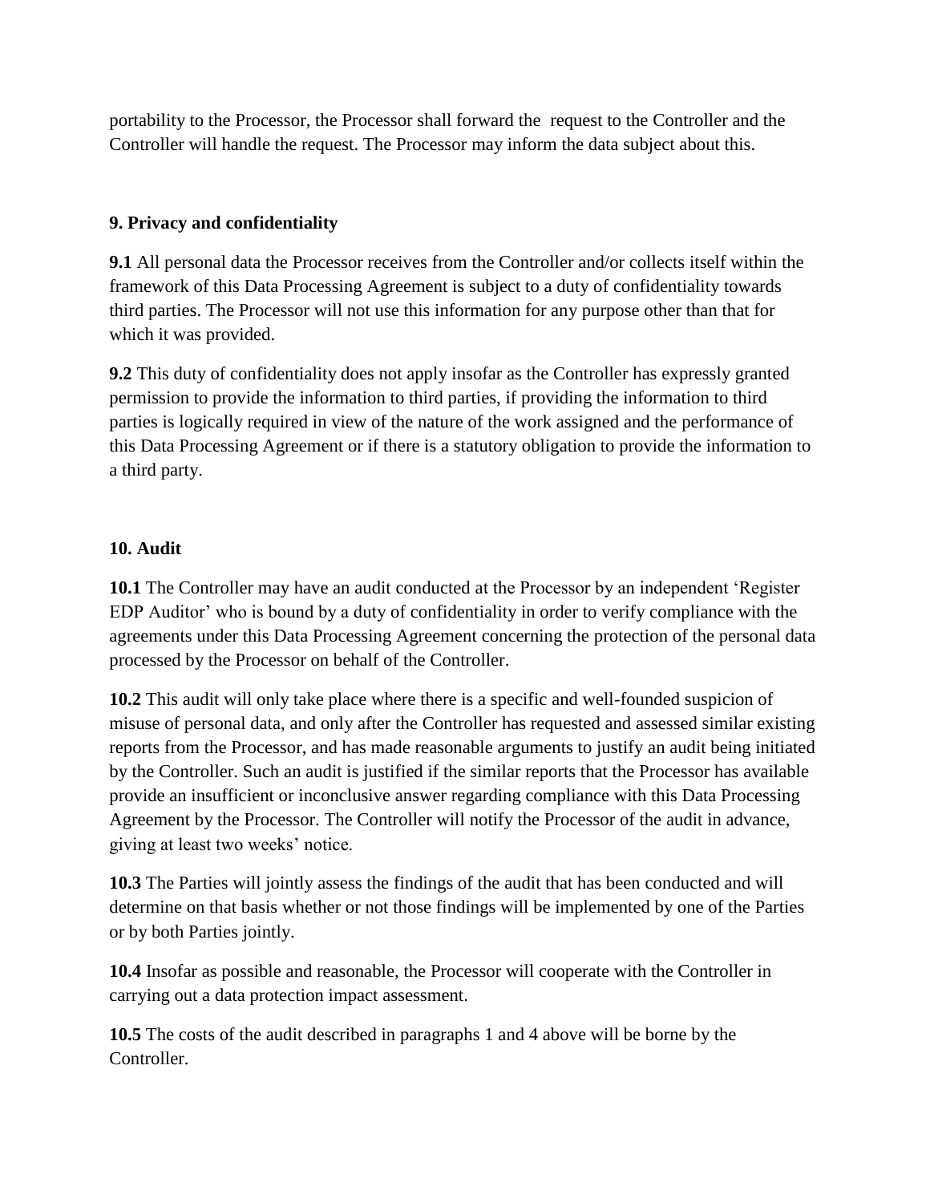portability to the Processor, the Processor shall forward the request to the Controller and the Controller will handle the request. The Processor may inform the data subject about this.

## 9. Privacy and confidentiality

**9.1** All personal data the Processor receives from the Controller and/or collects itself within the framework of this Data Processing Agreement is subject to a duty of confidentiality towards third parties. The Processor will not use this information for any purpose other than that for which it was provided.

**9.2** This duty of confidentiality does not apply insofar as the Controller has expressly granted permission to provide the information to third parties, if providing the information to third parties is logically required in view of the nature of the work assigned and the performance of this Data Processing Agreement or if there is a statutory obligation to provide the information to a third party.

## 10. Audit

**10.1** The Controller may have an audit conducted at the Processor by an independent 'Register EDP Auditor' who is bound by a duty of confidentiality in order to verify compliance with the agreements under this Data Processing Agreement concerning the protection of the personal data processed by the Processor on behalf of the Controller.

**10.2** This audit will only take place where there is a specific and well-founded suspicion of misuse of personal data, and only after the Controller has requested and assessed similar existing reports from the Processor, and has made reasonable arguments to justify an audit being initiated by the Controller. Such an audit is justified if the similar reports that the Processor has available provide an insufficient or inconclusive answer regarding compliance with this Data Processing Agreement by the Processor. The Controller will notify the Processor of the audit in advance, giving at least two weeks' notice.

**10.3** The Parties will jointly assess the findings of the audit that has been conducted and will determine on that basis whether or not those findings will be implemented by one of the Parties or by both Parties jointly.

**10.4** Insofar as possible and reasonable, the Processor will cooperate with the Controller in carrying out a data protection impact assessment.

**10.5** The costs of the audit described in paragraphs 1 and 4 above will be borne by the Controller.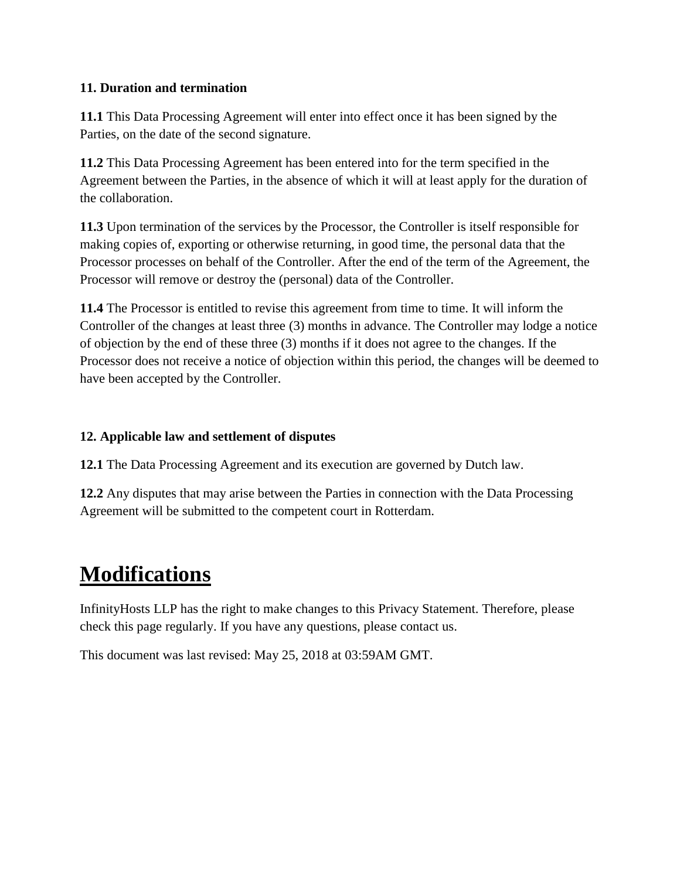**11. Duration and termination**

**11.1** This Data Processing Agreement will enter into effect once it has been signed by the Parties, on the date of the second signature.

**11.2** This Data Processing Agreement has been entered into for the term specified in the Agreement between the Parties, in the absence of which it will at least apply for the duration of the collaboration.

**11.3** Upon termination of the services by the Processor, the Controller is itself responsible for making copies of, exporting or otherwise returning, in good time, the personal data that the Processor processes on behalf of the Controller. After the end of the term of the Agreement, the Processor will remove or destroy the (personal) data of the Controller.

**11.4** The Processor is entitled to revise this agreement from time to time. It will inform the Controller of the changes at least three (3) months in advance. The Controller may lodge a notice of objection by the end of these three (3) months if it does not agree to the changes. If the Processor does not receive a notice of objection within this period, the changes will be deemed to have been accepted by the Controller.

**12. Applicable law and settlement of disputes**

**12.1** The Data Processing Agreement and its execution are governed by Dutch law.

**12.2** Any disputes that may arise between the Parties in connection with the Data Processing Agreement will be submitted to the competent court in Rotterdam.

# Modifications

InfinityHosts LLP has the right to make changes to this Privacy Statement. Therefore, please check this page regularly. If you have any questions, please contact us.

This document was last revised: May 25, 2018 at 03:59AM GMT.